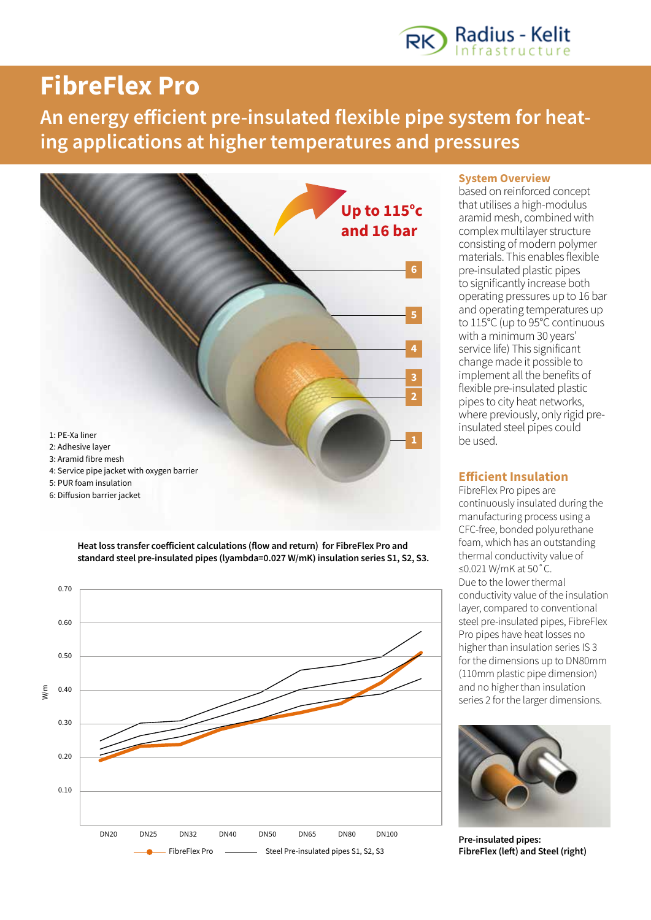Radius - Kelit Infrastructure

# FibreFlex Pro

## An energy efficient pre-insulated flexible pipe system for heating applications at higher temperatures and pressures

Up to 115°c and 16 bar

1: PE-Xa liner
2: Adhesive layer
3: Aramid fibre mesh
4: Service pipe jacket with oxygen barrier
5: PUR foam insulation
6: Diffusion barrier jacket

**Heat loss transfer coefficient calculations (flow and return) for FibreFlex Pro and standard steel pre-insulated pipes (lyambda=0.027 W/mK) insulation series S1, S2, S3.**

W/m

0.70
0.60
0.50
0.40
0.30
0.20
0.10

DN20 DN25 DN32 DN40 DN50 DN65 DN80 DN100

FibreFlex Pro — Steel Pre-insulated pipes S1, S2, S3

### System Overview

based on reinforced concept that utilises a high-modulus aramid mesh, combined with complex multilayer structure consisting of modern polymer materials. This enables flexible pre-insulated plastic pipes to significantly increase both operating pressures up to 16 bar and operating temperatures up to 115°C (up to 95°C continuous with a minimum 30 years' service life) This significant change made it possible to implement all the benefits of flexible pre-insulated plastic pipes to city heat networks, where previously, only rigid pre-insulated steel pipes could be used.

### Efficient Insulation

FibreFlex Pro pipes are continuously insulated during the manufacturing process using a CFC-free, bonded polyurethane foam, which has an outstanding thermal conductivity value of ≤0.021 W/mK at 50˚C.
Due to the lower thermal conductivity value of the insulation layer, compared to conventional steel pre-insulated pipes, FibreFlex Pro pipes have heat losses no higher than insulation series IS 3 for the dimensions up to DN80mm (110mm plastic pipe dimension) and no higher than insulation series 2 for the larger dimensions.

**Pre-insulated pipes: FibreFlex (left) and Steel (right)**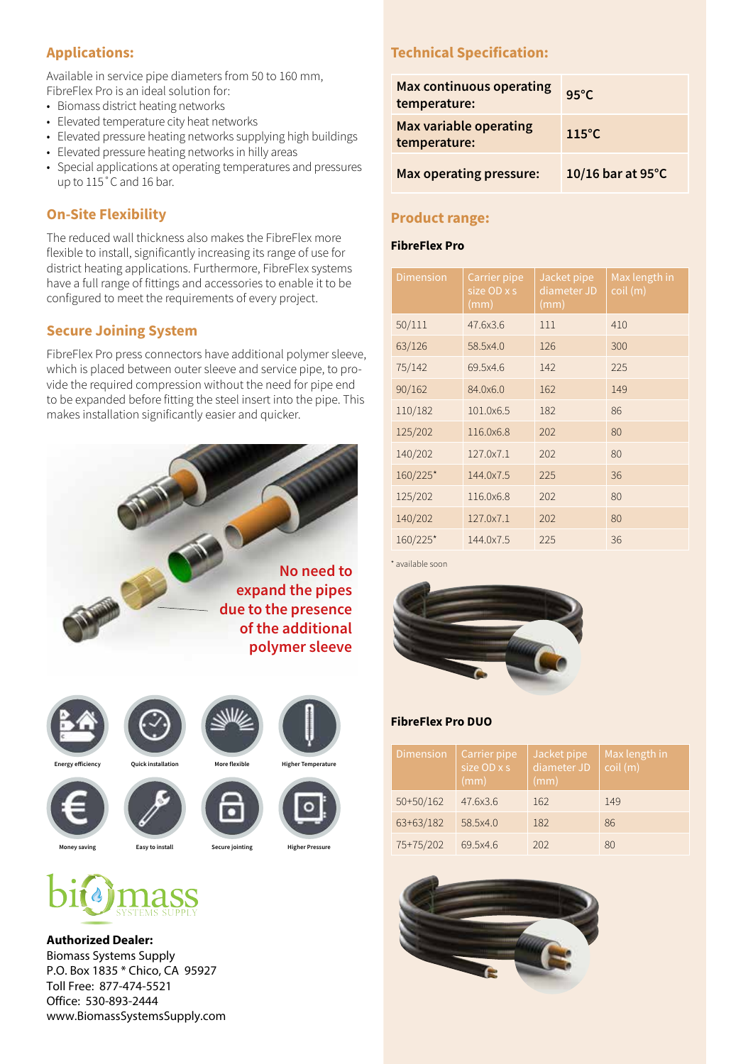## Applications:

Available in service pipe diameters from 50 to 160 mm, FibreFlex Pro is an ideal solution for:

- Biomass district heating networks
- Elevated temperature city heat networks
- Elevated pressure heating networks supplying high buildings
- Elevated pressure heating networks in hilly areas
- Special applications at operating temperatures and pressures up to 115˚C and 16 bar.

## On-Site Flexibility

The reduced wall thickness also makes the FibreFlex more flexible to install, significantly increasing its range of use for district heating applications. Furthermore, FibreFlex systems have a full range of fittings and accessories to enable it to be configured to meet the requirements of every project.

## Secure Joining System

FibreFlex Pro press connectors have additional polymer sleeve, which is placed between outer sleeve and service pipe, to provide the required compression without the need for pipe end to be expanded before fitting the steel insert into the pipe. This makes installation significantly easier and quicker.

No need to expand the pipes due to the presence of the additional polymer sleeve

Energy efficiency

Quick installation

More flexible

Higher Temperature

Money saving

Easy to install

Secure jointing

Higher Pressure

**Authorized Dealer:**
Biomass Systems Supply
P.O. Box 1835 * Chico, CA 95927
Toll Free: 877-474-5521
Office: 530-893-2444
www.BiomassSystemsSupply.com

## Technical Specification:

| | |
|---|---|
| **Max continuous operating temperature:** | **95°C** |
| **Max variable operating temperature:** | **115°C** |
| **Max operating pressure:** | **10/16 bar at 95°C** |

## Product range:

### FibreFlex Pro

| Dimension | Carrier pipe size OD x s (mm) | Jacket pipe diameter JD (mm) | Max length in coil (m) |
|---|---|---|---|
| 50/111 | 47.6x3.6 | 111 | 410 |
| 63/126 | 58.5x4.0 | 126 | 300 |
| 75/142 | 69.5x4.6 | 142 | 225 |
| 90/162 | 84.0x6.0 | 162 | 149 |
| 110/182 | 101.0x6.5 | 182 | 86 |
| 125/202 | 116.0x6.8 | 202 | 80 |
| 140/202 | 127.0x7.1 | 202 | 80 |
| 160/225* | 144.0x7.5 | 225 | 36 |
| 125/202 | 116.0x6.8 | 202 | 80 |
| 140/202 | 127.0x7.1 | 202 | 80 |
| 160/225* | 144.0x7.5 | 225 | 36 |

* available soon

### FibreFlex Pro DUO

| Dimension | Carrier pipe size OD x s (mm) | Jacket pipe diameter JD (mm) | Max length in coil (m) |
|---|---|---|---|
| 50+50/162 | 47.6x3.6 | 162 | 149 |
| 63+63/182 | 58.5x4.0 | 182 | 86 |
| 75+75/202 | 69.5x4.6 | 202 | 80 |